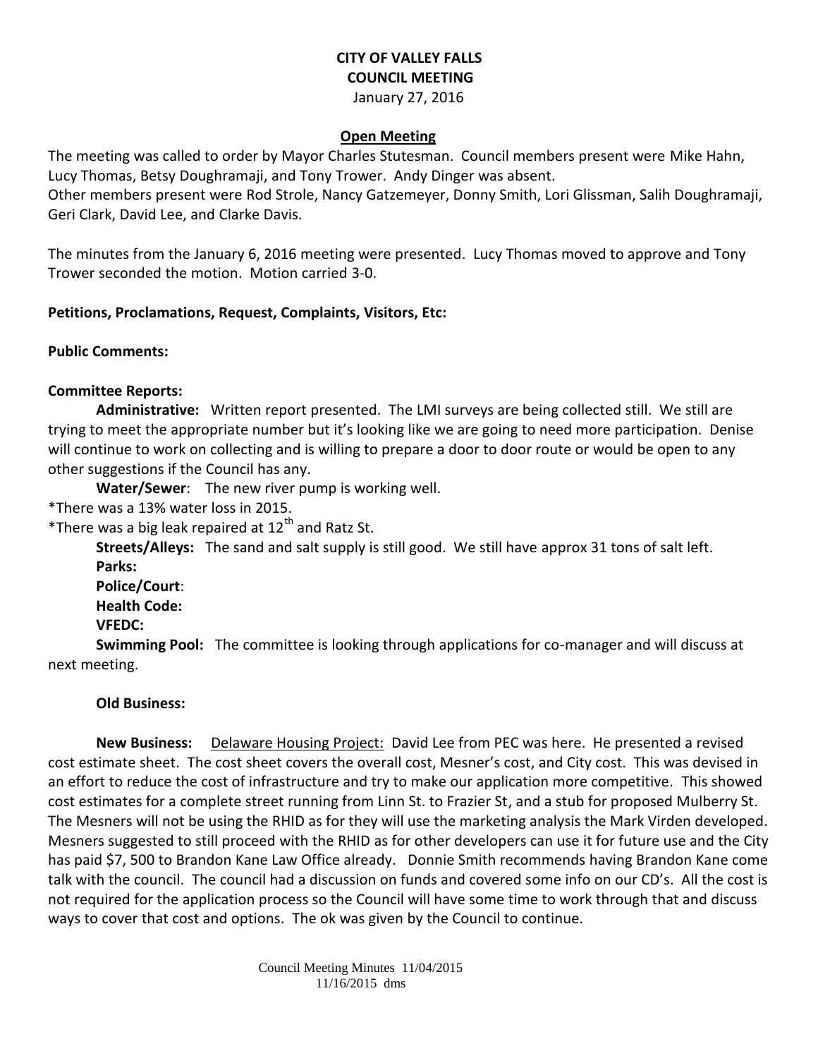**CITY OF VALLEY FALLS**
**COUNCIL MEETING**
January 27, 2016

**Open Meeting**

The meeting was called to order by Mayor Charles Stutesman. Council members present were Mike Hahn, Lucy Thomas, Betsy Doughramaji, and Tony Trower. Andy Dinger was absent.
Other members present were Rod Strole, Nancy Gatzemeyer, Donny Smith, Lori Glissman, Salih Doughramaji, Geri Clark, David Lee, and Clarke Davis.

The minutes from the January 6, 2016 meeting were presented. Lucy Thomas moved to approve and Tony Trower seconded the motion. Motion carried 3-0.

**Petitions, Proclamations, Request, Complaints, Visitors, Etc:**

**Public Comments:**

**Committee Reports:**

**Administrative:** Written report presented. The LMI surveys are being collected still. We still are trying to meet the appropriate number but it's looking like we are going to need more participation. Denise will continue to work on collecting and is willing to prepare a door to door route or would be open to any other suggestions if the Council has any.

**Water/Sewer**: The new river pump is working well.
*There was a 13% water loss in 2015.
*There was a big leak repaired at 12th and Ratz St.

**Streets/Alleys:** The sand and salt supply is still good. We still have approx 31 tons of salt left.

**Parks:**

**Police/Court**:

**Health Code:**

**VFEDC:**

**Swimming Pool:** The committee is looking through applications for co-manager and will discuss at next meeting.

**Old Business:**

**New Business:** Delaware Housing Project: David Lee from PEC was here. He presented a revised cost estimate sheet. The cost sheet covers the overall cost, Mesner's cost, and City cost. This was devised in an effort to reduce the cost of infrastructure and try to make our application more competitive. This showed cost estimates for a complete street running from Linn St. to Frazier St, and a stub for proposed Mulberry St. The Mesners will not be using the RHID as for they will use the marketing analysis the Mark Virden developed. Mesners suggested to still proceed with the RHID as for other developers can use it for future use and the City has paid $7, 500 to Brandon Kane Law Office already. Donnie Smith recommends having Brandon Kane come talk with the council. The council had a discussion on funds and covered some info on our CD's. All the cost is not required for the application process so the Council will have some time to work through that and discuss ways to cover that cost and options. The ok was given by the Council to continue.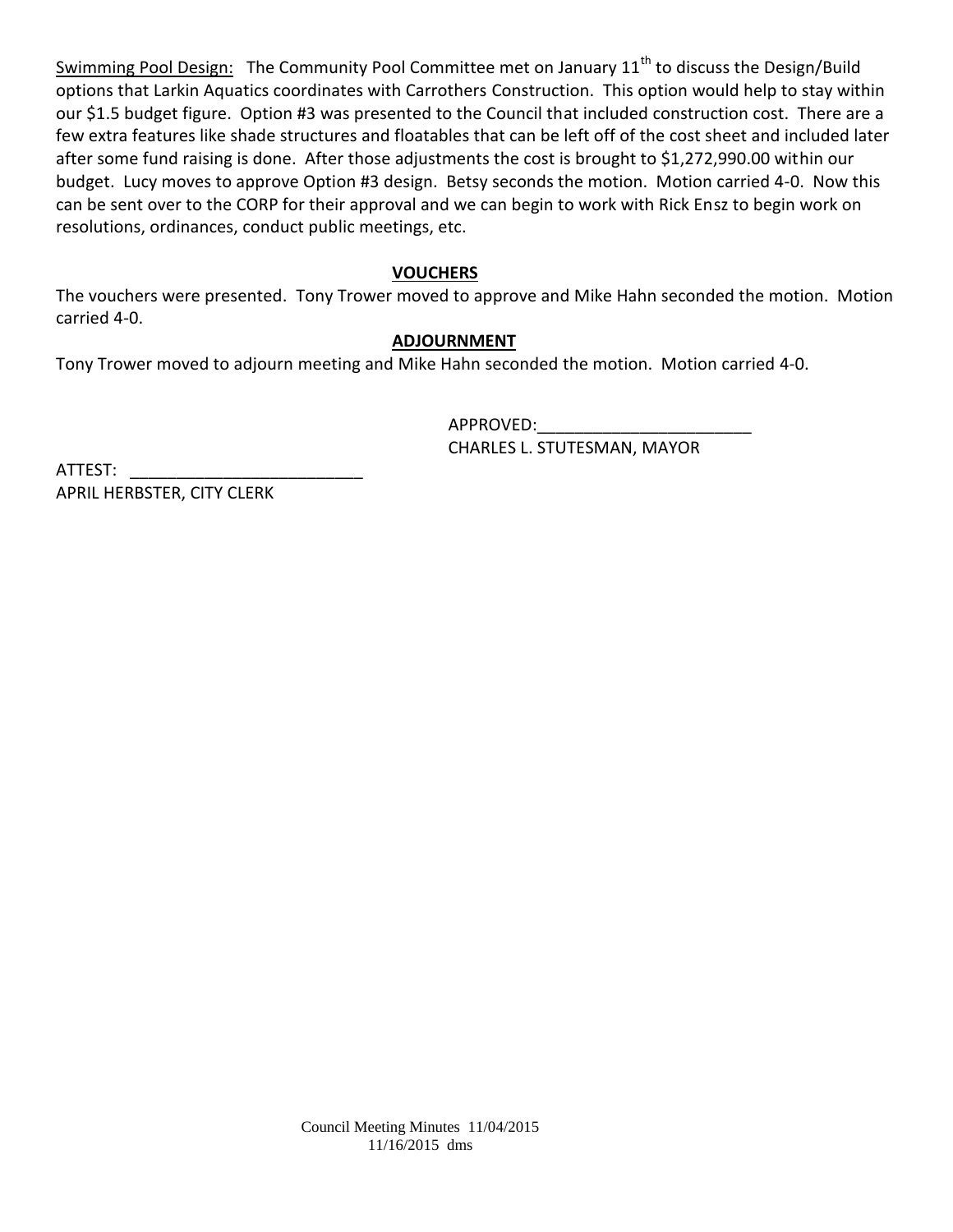Swimming Pool Design: The Community Pool Committee met on January 11th to discuss the Design/Build options that Larkin Aquatics coordinates with Carrothers Construction. This option would help to stay within our $1.5 budget figure. Option #3 was presented to the Council that included construction cost. There are a few extra features like shade structures and floatables that can be left off of the cost sheet and included later after some fund raising is done. After those adjustments the cost is brought to $1,272,990.00 within our budget. Lucy moves to approve Option #3 design. Betsy seconds the motion. Motion carried 4-0. Now this can be sent over to the CORP for their approval and we can begin to work with Rick Ensz to begin work on resolutions, ordinances, conduct public meetings, etc.

## VOUCHERS

The vouchers were presented. Tony Trower moved to approve and Mike Hahn seconded the motion. Motion carried 4-0.

## ADJOURNMENT

Tony Trower moved to adjourn meeting and Mike Hahn seconded the motion. Motion carried 4-0.

APPROVED:_______________________
CHARLES L. STUTESMAN, MAYOR

ATTEST: _________________________
APRIL HERBSTER, CITY CLERK

Council Meeting Minutes 11/04/2015
11/16/2015 dms